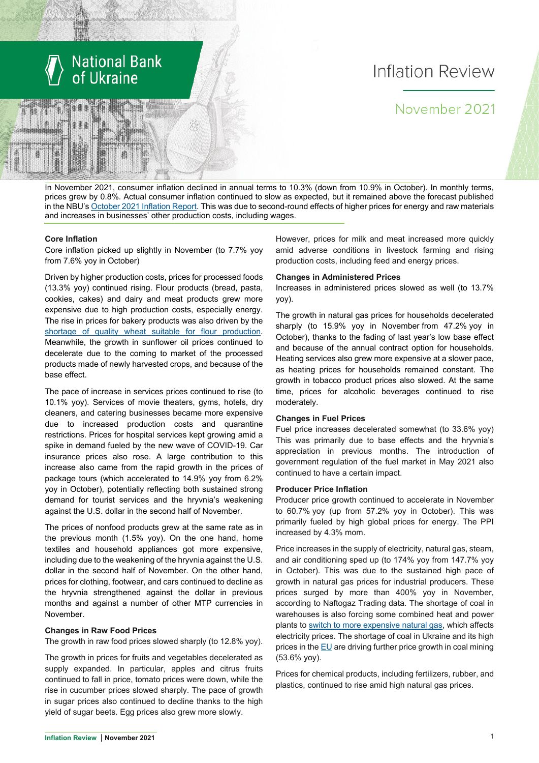# Inflation Review

## November 2021

In November 2021, consumer inflation declined in annual terms to 10.3% (down from 10.9% in October). In monthly terms, prices grew by 0.8%. Actual consumer inflation continued to slow as expected, but it remained above the forecast published in the NBU's October 2021 Inflation Report. This was due to second-round effects of higher prices for energy and raw materials and increases in businesses' other production costs, including wages.

### Core Inflation

Core inflation picked up slightly in November (to 7.7% yoy from 7.6% yoy in October)

Driven by higher production costs, prices for processed foods (13.3% yoy) continued rising. Flour products (bread, pasta, cookies, cakes) and dairy and meat products grew more expensive due to high production costs, especially energy. The rise in prices for bakery products was also driven by the shortage of quality wheat suitable for flour production. Meanwhile, the growth in sunflower oil prices continued to decelerate due to the coming to market of the processed products made of newly harvested crops, and because of the base effect.

The pace of increase in services prices continued to rise (to 10.1% yoy). Services of movie theaters, gyms, hotels, dry cleaners, and catering businesses became more expensive due to increased production costs and quarantine restrictions. Prices for hospital services kept growing amid a spike in demand fueled by the new wave of COVID-19. Car insurance prices also rose. A large contribution to this increase also came from the rapid growth in the prices of package tours (which accelerated to 14.9% yoy from 6.2% yoy in October), potentially reflecting both sustained strong demand for tourist services and the hryvnia's weakening against the U.S. dollar in the second half of November.

The prices of nonfood products grew at the same rate as in the previous month (1.5% yoy). On the one hand, home textiles and household appliances got more expensive, including due to the weakening of the hryvnia against the U.S. dollar in the second half of November. On the other hand, prices for clothing, footwear, and cars continued to decline as the hryvnia strengthened against the dollar in previous months and against a number of other MTP currencies in November.

### Changes in Raw Food Prices

The growth in raw food prices slowed sharply (to 12.8% yoy).

The growth in prices for fruits and vegetables decelerated as supply expanded. In particular, apples and citrus fruits continued to fall in price, tomato prices were down, while the rise in cucumber prices slowed sharply. The pace of growth in sugar prices also continued to decline thanks to the high yield of sugar beets. Egg prices also grew more slowly.

However, prices for milk and meat increased more quickly amid adverse conditions in livestock farming and rising production costs, including feed and energy prices.

### Changes in Administered Prices

Increases in administered prices slowed as well (to 13.7% yoy).

The growth in natural gas prices for households decelerated sharply (to 15.9% yoy in November from 47.2% yoy in October), thanks to the fading of last year's low base effect and because of the annual contract option for households. Heating services also grew more expensive at a slower pace, as heating prices for households remained constant. The growth in tobacco product prices also slowed. At the same time, prices for alcoholic beverages continued to rise moderately.

### Changes in Fuel Prices

Fuel price increases decelerated somewhat (to 33.6% yoy) This was primarily due to base effects and the hryvnia's appreciation in previous months. The introduction of government regulation of the fuel market in May 2021 also continued to have a certain impact.

### Producer Price Inflation

Producer price growth continued to accelerate in November to 60.7% yoy (up from 57.2% yoy in October). This was primarily fueled by high global prices for energy. The PPI increased by 4.3% mom.

Price increases in the supply of electricity, natural gas, steam, and air conditioning sped up (to 174% yoy from 147.7% yoy in October). This was due to the sustained high pace of growth in natural gas prices for industrial producers. These prices surged by more than 400% yoy in November, according to Naftogaz Trading data. The shortage of coal in warehouses is also forcing some combined heat and power plants to switch to more expensive natural gas, which affects electricity prices. The shortage of coal in Ukraine and its high prices in the EU are driving further price growth in coal mining (53.6% yoy).

Prices for chemical products, including fertilizers, rubber, and plastics, continued to rise amid high natural gas prices.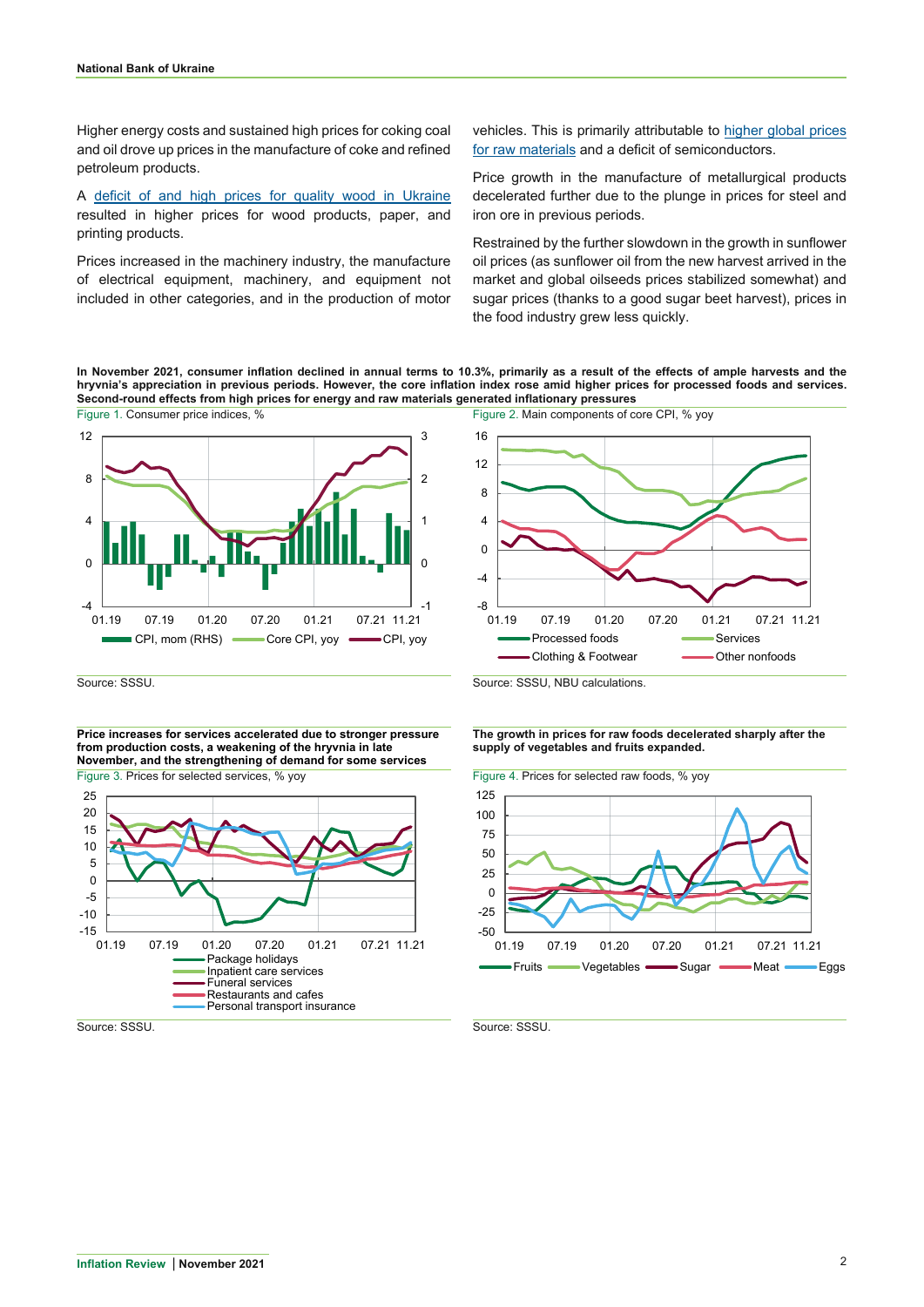Higher energy costs and sustained high prices for coking coal and oil drove up prices in the manufacture of coke and refined petroleum products.

A deficit of and high prices for quality wood in Ukraine resulted in higher prices for wood products, paper, and printing products.

Prices increased in the machinery industry, the manufacture of electrical equipment, machinery, and equipment not included in other categories, and in the production of motor vehicles. This is primarily attributable to higher global prices for raw materials and a deficit of semiconductors.

Price growth in the manufacture of metallurgical products decelerated further due to the plunge in prices for steel and iron ore in previous periods.

Restrained by the further slowdown in the growth in sunflower oil prices (as sunflower oil from the new harvest arrived in the market and global oilseeds prices stabilized somewhat) and sugar prices (thanks to a good sugar beet harvest), prices in the food industry grew less quickly.

**In November 2021, consumer inflation declined in annual terms to 10.3%, primarily as a result of the effects of ample harvests and the hryvnia's appreciation in previous periods. However, the core inflation index rose amid higher prices for processed foods and services. Second-round effects from high prices for energy and raw materials generated inflationary pressures**

Figure 1. Consumer price indices, %

Source: SSSU.

Figure 2. Main components of core CPI, % yoy

Source: SSSU, NBU calculations.

**Price increases for services accelerated due to stronger pressure from production costs, a weakening of the hryvnia in late November, and the strengthening of demand for some services**

Figure 3. Prices for selected services, % yoy

Source: SSSU.

**The growth in prices for raw foods decelerated sharply after the supply of vegetables and fruits expanded.**

Figure 4. Prices for selected raw foods, % yoy

Source: SSSU.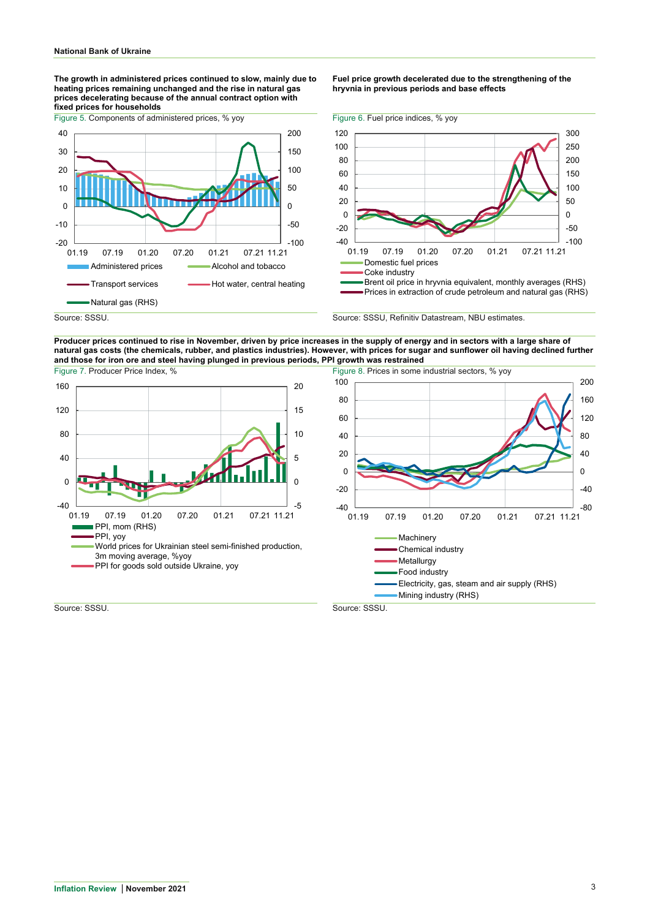**The growth in administered prices continued to slow, mainly due to heating prices remaining unchanged and the rise in natural gas prices decelerating because of the annual contract option with fixed prices for households**

Figure 5. Components of administered prices, % yoy

Source: SSSU.

**Fuel price growth decelerated due to the strengthening of the hryvnia in previous periods and base effects**

Figure 6. Fuel price indices, % yoy

Source: SSSU, Refinitiv Datastream, NBU estimates.

**Producer prices continued to rise in November, driven by price increases in the supply of energy and in sectors with a large share of natural gas costs (the chemicals, rubber, and plastics industries). However, with prices for sugar and sunflower oil having declined further and those for iron ore and steel having plunged in previous periods, PPI growth was restrained**

Figure 7. Producer Price Index, %

Source: SSSU.

Figure 8. Prices in some industrial sectors, % yoy

Source: SSSU.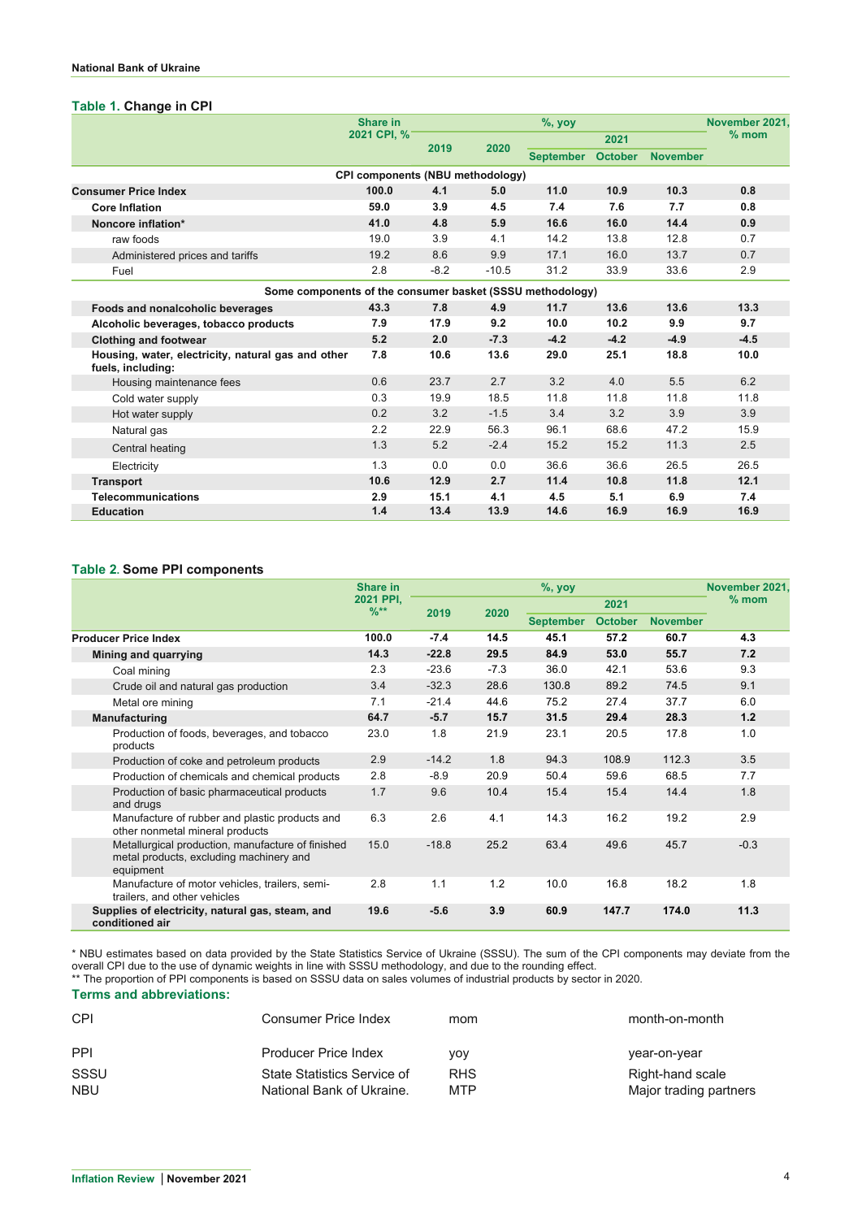## Table 1. Change in CPI

| | Share in 2021 CPI, % | %, yoy | | | | | November 2021, % mom |
|---|---|---|---|---|---|---|---|
| | | 2019 | 2020 | 2021 | | | |
| | | | | September | October | November | |
| **CPI components (NBU methodology)** | | | | | | | |
| **Consumer Price Index** | **100.0** | **4.1** | **5.0** | **11.0** | **10.9** | **10.3** | **0.8** |
| **Core Inflation** | **59.0** | **3.9** | **4.5** | **7.4** | **7.6** | **7.7** | **0.8** |
| **Noncore inflation*** | **41.0** | **4.8** | **5.9** | **16.6** | **16.0** | **14.4** | **0.9** |
| raw foods | 19.0 | 3.9 | 4.1 | 14.2 | 13.8 | 12.8 | 0.7 |
| Administered prices and tariffs | 19.2 | 8.6 | 9.9 | 17.1 | 16.0 | 13.7 | 0.7 |
| Fuel | 2.8 | -8.2 | -10.5 | 31.2 | 33.9 | 33.6 | 2.9 |
| **Some components of the consumer basket (SSSU methodology)** | | | | | | | |
| **Foods and nonalcoholic beverages** | **43.3** | **7.8** | **4.9** | **11.7** | **13.6** | **13.6** | **13.3** |
| **Alcoholic beverages, tobacco products** | **7.9** | **17.9** | **9.2** | **10.0** | **10.2** | **9.9** | **9.7** |
| **Clothing and footwear** | **5.2** | **2.0** | **-7.3** | **-4.2** | **-4.2** | **-4.9** | **-4.5** |
| **Housing, water, electricity, natural gas and other fuels, including:** | **7.8** | **10.6** | **13.6** | **29.0** | **25.1** | **18.8** | **10.0** |
| Housing maintenance fees | 0.6 | 23.7 | 2.7 | 3.2 | 4.0 | 5.5 | 6.2 |
| Cold water supply | 0.3 | 19.9 | 18.5 | 11.8 | 11.8 | 11.8 | 11.8 |
| Hot water supply | 0.2 | 3.2 | -1.5 | 3.4 | 3.2 | 3.9 | 3.9 |
| Natural gas | 2.2 | 22.9 | 56.3 | 96.1 | 68.6 | 47.2 | 15.9 |
| Central heating | 1.3 | 5.2 | -2.4 | 15.2 | 15.2 | 11.3 | 2.5 |
| Electricity | 1.3 | 0.0 | 0.0 | 36.6 | 36.6 | 26.5 | 26.5 |
| **Transport** | **10.6** | **12.9** | **2.7** | **11.4** | **10.8** | **11.8** | **12.1** |
| **Telecommunications** | **2.9** | **15.1** | **4.1** | **4.5** | **5.1** | **6.9** | **7.4** |
| **Education** | **1.4** | **13.4** | **13.9** | **14.6** | **16.9** | **16.9** | **16.9** |

## Table 2. Some PPI components

| | Share in 2021 PPI, %** | %, yoy | | | | | November 2021, % mom |
|---|---|---|---|---|---|---|---|
| | | 2019 | 2020 | 2021 | | | |
| | | | | September | October | November | |
| **Producer Price Index** | **100.0** | **-7.4** | **14.5** | **45.1** | **57.2** | **60.7** | **4.3** |
| **Mining and quarrying** | **14.3** | **-22.8** | **29.5** | **84.9** | **53.0** | **55.7** | **7.2** |
| Coal mining | 2.3 | -23.6 | -7.3 | 36.0 | 42.1 | 53.6 | 9.3 |
| Crude oil and natural gas production | 3.4 | -32.3 | 28.6 | 130.8 | 89.2 | 74.5 | 9.1 |
| Metal ore mining | 7.1 | -21.4 | 44.6 | 75.2 | 27.4 | 37.7 | 6.0 |
| **Manufacturing** | **64.7** | **-5.7** | **15.7** | **31.5** | **29.4** | **28.3** | **1.2** |
| Production of foods, beverages, and tobacco products | 23.0 | 1.8 | 21.9 | 23.1 | 20.5 | 17.8 | 1.0 |
| Production of coke and petroleum products | 2.9 | -14.2 | 1.8 | 94.3 | 108.9 | 112.3 | 3.5 |
| Production of chemicals and chemical products | 2.8 | -8.9 | 20.9 | 50.4 | 59.6 | 68.5 | 7.7 |
| Production of basic pharmaceutical products and drugs | 1.7 | 9.6 | 10.4 | 15.4 | 15.4 | 14.4 | 1.8 |
| Manufacture of rubber and plastic products and other nonmetal mineral products | 6.3 | 2.6 | 4.1 | 14.3 | 16.2 | 19.2 | 2.9 |
| Metallurgical production, manufacture of finished metal products, excluding machinery and equipment | 15.0 | -18.8 | 25.2 | 63.4 | 49.6 | 45.7 | -0.3 |
| Manufacture of motor vehicles, trailers, semi-trailers, and other vehicles | 2.8 | 1.1 | 1.2 | 10.0 | 16.8 | 18.2 | 1.8 |
| **Supplies of electricity, natural gas, steam, and conditioned air** | **19.6** | **-5.6** | **3.9** | **60.9** | **147.7** | **174.0** | **11.3** |

\* NBU estimates based on data provided by the State Statistics Service of Ukraine (SSSU). The sum of the CPI components may deviate from the overall CPI due to the use of dynamic weights in line with SSSU methodology, and due to the rounding effect.

\** The proportion of PPI components is based on SSSU data on sales volumes of industrial products by sector in 2020.

### Terms and abbreviations:

| | | | |
|---|---|---|---|
| CPI | Consumer Price Index | mom | month-on-month |
| PPI | Producer Price Index | yoy | year-on-year |
| SSSU | State Statistics Service of | RHS | Right-hand scale |
| NBU | National Bank of Ukraine. | MTP | Major trading partners |